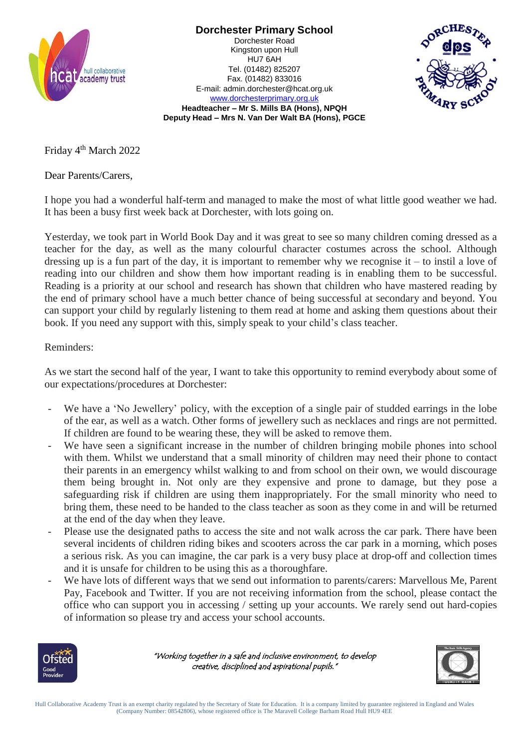# Dorchester Primary School

Dorchester Road
Kingston upon Hull
HU7 6AH
Tel. (01482) 825207
Fax. (01482) 833016
E-mail: admin.dorchester@hcat.org.uk
www.dorchesterprimary.org.uk

**Headteacher – Mr S. Mills BA (Hons), NPQH**
**Deputy Head – Mrs N. Van Der Walt BA (Hons), PGCE**

Friday 4th March 2022

Dear Parents/Carers,

I hope you had a wonderful half-term and managed to make the most of what little good weather we had. It has been a busy first week back at Dorchester, with lots going on.

Yesterday, we took part in World Book Day and it was great to see so many children coming dressed as a teacher for the day, as well as the many colourful character costumes across the school. Although dressing up is a fun part of the day, it is important to remember why we recognise it – to instil a love of reading into our children and show them how important reading is in enabling them to be successful. Reading is a priority at our school and research has shown that children who have mastered reading by the end of primary school have a much better chance of being successful at secondary and beyond. You can support your child by regularly listening to them read at home and asking them questions about their book. If you need any support with this, simply speak to your child's class teacher.

Reminders:

As we start the second half of the year, I want to take this opportunity to remind everybody about some of our expectations/procedures at Dorchester:

- We have a 'No Jewellery' policy, with the exception of a single pair of studded earrings in the lobe of the ear, as well as a watch. Other forms of jewellery such as necklaces and rings are not permitted. If children are found to be wearing these, they will be asked to remove them.
- We have seen a significant increase in the number of children bringing mobile phones into school with them. Whilst we understand that a small minority of children may need their phone to contact their parents in an emergency whilst walking to and from school on their own, we would discourage them being brought in. Not only are they expensive and prone to damage, but they pose a safeguarding risk if children are using them inappropriately. For the small minority who need to bring them, these need to be handed to the class teacher as soon as they come in and will be returned at the end of the day when they leave.
- Please use the designated paths to access the site and not walk across the car park. There have been several incidents of children riding bikes and scooters across the car park in a morning, which poses a serious risk. As you can imagine, the car park is a very busy place at drop-off and collection times and it is unsafe for children to be using this as a thoroughfare.
- We have lots of different ways that we send out information to parents/carers: Marvellous Me, Parent Pay, Facebook and Twitter. If you are not receiving information from the school, please contact the office who can support you in accessing / setting up your accounts. We rarely send out hard-copies of information so please try and access your school accounts.

*"Working together in a safe and inclusive environment, to develop creative, disciplined and aspirational pupils."*

Hull Collaborative Academy Trust is an exempt charity regulated by the Secretary of State for Education. It is a company limited by guarantee registered in England and Wales (Company Number: 08542806), whose registered office is The Maravell College Barham Road Hull HU9 4EE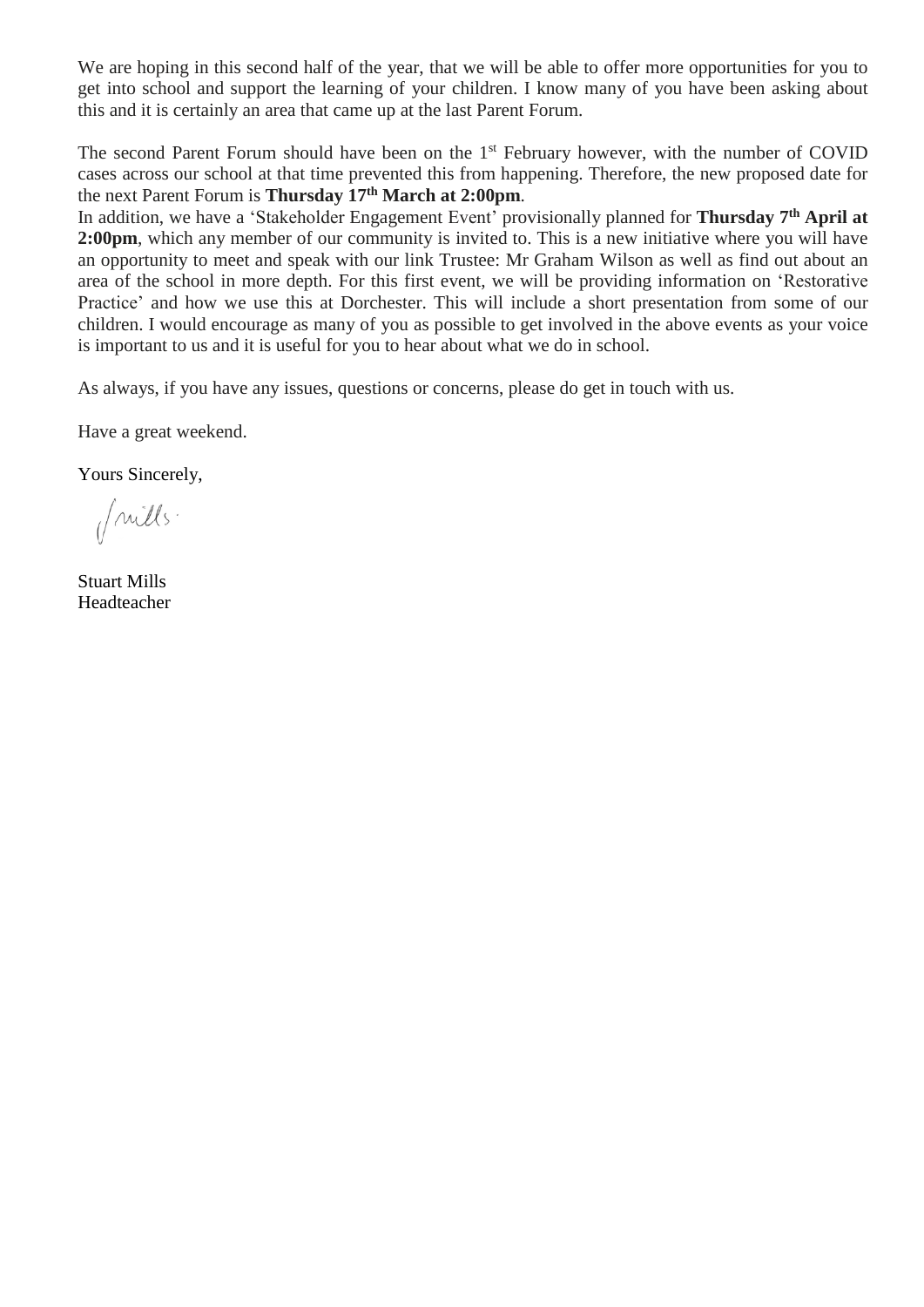We are hoping in this second half of the year, that we will be able to offer more opportunities for you to get into school and support the learning of your children. I know many of you have been asking about this and it is certainly an area that came up at the last Parent Forum.

The second Parent Forum should have been on the 1st February however, with the number of COVID cases across our school at that time prevented this from happening. Therefore, the new proposed date for the next Parent Forum is **Thursday 17th March at 2:00pm**.
In addition, we have a 'Stakeholder Engagement Event' provisionally planned for **Thursday 7th April at 2:00pm**, which any member of our community is invited to. This is a new initiative where you will have an opportunity to meet and speak with our link Trustee: Mr Graham Wilson as well as find out about an area of the school in more depth. For this first event, we will be providing information on 'Restorative Practice' and how we use this at Dorchester. This will include a short presentation from some of our children. I would encourage as many of you as possible to get involved in the above events as your voice is important to us and it is useful for you to hear about what we do in school.

As always, if you have any issues, questions or concerns, please do get in touch with us.

Have a great weekend.

Yours Sincerely,

S Mills.

Stuart Mills
Headteacher